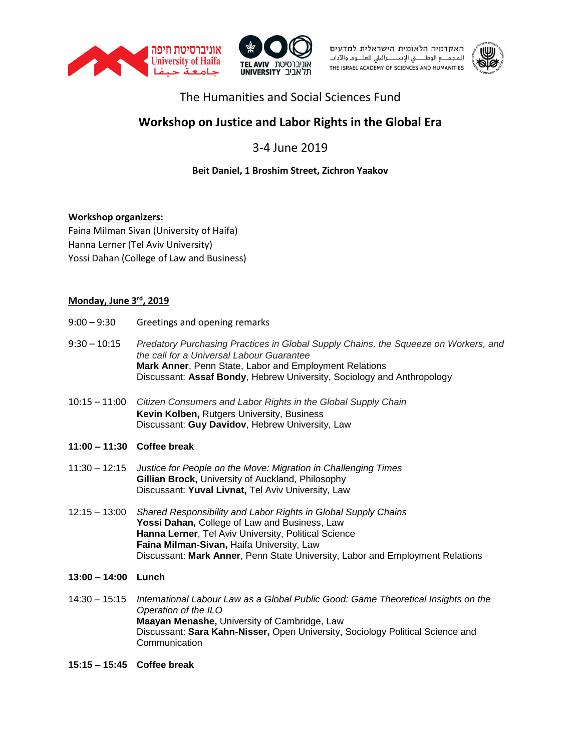אוניברסיטת חיפה
University of Haifa
جامعة حيفا

TEL AVIV UNIVERSITY אוניברסיטת תל אביב

האקדמיה הלאומית הישראלית למדעים
المجمع الوطني الإسرائيلي للعلوم والآداب
THE ISRAEL ACADEMY OF SCIENCES AND HUMANITIES

The Humanities and Social Sciences Fund

## Workshop on Justice and Labor Rights in the Global Era

3-4 June 2019

**Beit Daniel, 1 Broshim Street, Zichron Yaakov**

**Workshop organizers:**

Faina Milman Sivan (University of Haifa)
Hanna Lerner (Tel Aviv University)
Yossi Dahan (College of Law and Business)

### Monday, June 3rd, 2019

9:00 – 9:30 Greetings and opening remarks

9:30 – 10:15 *Predatory Purchasing Practices in Global Supply Chains, the Squeeze on Workers, and the call for a Universal Labour Guarantee*
**Mark Anner**, Penn State, Labor and Employment Relations
Discussant: **Assaf Bondy**, Hebrew University, Sociology and Anthropology

10:15 – 11:00 *Citizen Consumers and Labor Rights in the Global Supply Chain*
**Kevin Kolben,** Rutgers University, Business
Discussant: **Guy Davidov**, Hebrew University, Law

**11:00 – 11:30 Coffee break**

11:30 – 12:15 *Justice for People on the Move: Migration in Challenging Times*
**Gillian Brock,** University of Auckland, Philosophy
Discussant: **Yuval Livnat,** Tel Aviv University, Law

12:15 – 13:00 *Shared Responsibility and Labor Rights in Global Supply Chains*
**Yossi Dahan,** College of Law and Business, Law
**Hanna Lerner**, Tel Aviv University, Political Science
**Faina Milman-Sivan,** Haifa University, Law
Discussant: **Mark Anner**, Penn State University, Labor and Employment Relations

**13:00 – 14:00 Lunch**

14:30 – 15:15 *International Labour Law as a Global Public Good: Game Theoretical Insights on the Operation of the ILO*
**Maayan Menashe,** University of Cambridge, Law
Discussant: **Sara Kahn-Nisser,** Open University, Sociolgy Political Science and Communication

**15:15 – 15:45 Coffee break**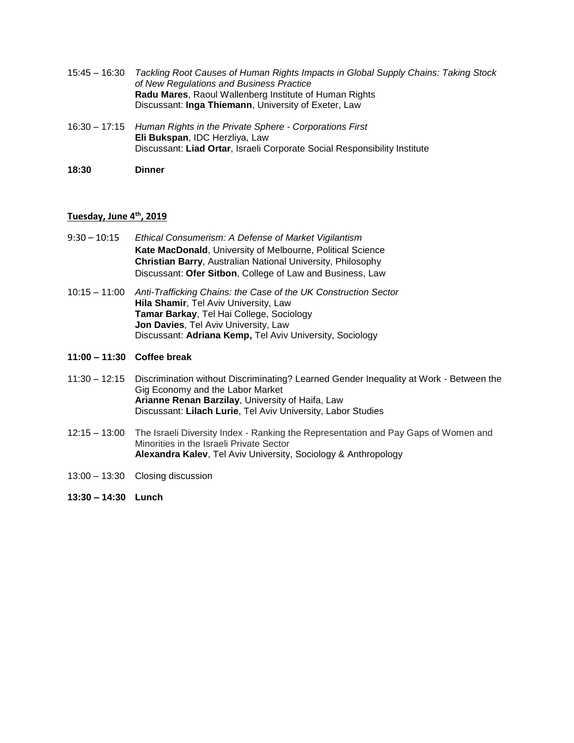15:45 – 16:30 *Tackling Root Causes of Human Rights Impacts in Global Supply Chains: Taking Stock of New Regulations and Business Practice*
**Radu Mares**, Raoul Wallenberg Institute of Human Rights
Discussant: **Inga Thiemann**, University of Exeter, Law

16:30 – 17:15 *Human Rights in the Private Sphere - Corporations First*
**Eli Bukspan**, IDC Herzliya, Law
Discussant: **Liad Ortar**, Israeli Corporate Social Responsibility Institute

**18:30 Dinner**

**Tuesday, June 4th, 2019**

9:30 – 10:15 *Ethical Consumerism: A Defense of Market Vigilantism*
**Kate MacDonald**, University of Melbourne, Political Science
**Christian Barry**, Australian National University, Philosophy
Discussant: **Ofer Sitbon**, College of Law and Business, Law

10:15 – 11:00 *Anti-Trafficking Chains: the Case of the UK Construction Sector*
**Hila Shamir**, Tel Aviv University, Law
**Tamar Barkay**, Tel Hai College, Sociology
**Jon Davies**, Tel Aviv University, Law
Discussant: **Adriana Kemp,** Tel Aviv University, Sociology

**11:00 – 11:30 Coffee break**

11:30 – 12:15 Discrimination without Discriminating? Learned Gender Inequality at Work - Between the Gig Economy and the Labor Market
**Arianne Renan Barzilay**, University of Haifa, Law
Discussant: **Lilach Lurie**, Tel Aviv University, Labor Studies

12:15 – 13:00 The Israeli Diversity Index - Ranking the Representation and Pay Gaps of Women and Minorities in the Israeli Private Sector
**Alexandra Kalev**, Tel Aviv University, Sociology & Anthropology

13:00 – 13:30 Closing discussion

**13:30 – 14:30 Lunch**